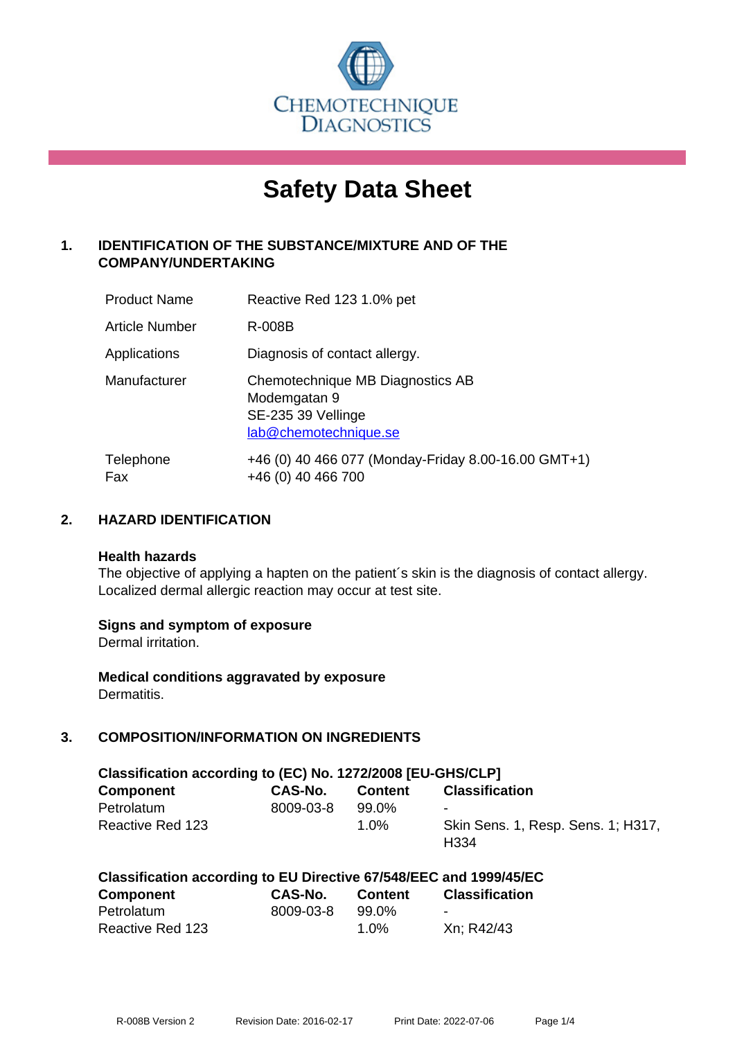CHEMOTECHNIQUE DIAGNOSTICS

# Safety Data Sheet

## 1. IDENTIFICATION OF THE SUBSTANCE/MIXTURE AND OF THE COMPANY/UNDERTAKING

| | |
|---|---|
| Product Name | Reactive Red 123 1.0% pet |
| Article Number | R-008B |
| Applications | Diagnosis of contact allergy. |
| Manufacturer | Chemotechnique MB Diagnostics AB<br>Modemgatan 9<br>SE-235 39 Vellinge<br>lab@chemotechnique.se |
| Telephone<br>Fax | +46 (0) 40 466 077 (Monday-Friday 8.00-16.00 GMT+1)<br>+46 (0) 40 466 700 |

## 2. HAZARD IDENTIFICATION

**Health hazards**

The objective of applying a hapten on the patient´s skin is the diagnosis of contact allergy. Localized dermal allergic reaction may occur at test site.

**Signs and symptom of exposure**

Dermal irritation.

**Medical conditions aggravated by exposure**

Dermatitis.

## 3. COMPOSITION/INFORMATION ON INGREDIENTS

**Classification according to (EC) No. 1272/2008 [EU-GHS/CLP]**

| Component | CAS-No. | Content | Classification |
|---|---|---|---|
| Petrolatum | 8009-03-8 | 99.0% | - |
| Reactive Red 123 | | 1.0% | Skin Sens. 1, Resp. Sens. 1; H317, H334 |

**Classification according to EU Directive 67/548/EEC and 1999/45/EC**

| Component | CAS-No. | Content | Classification |
|---|---|---|---|
| Petrolatum | 8009-03-8 | 99.0% | - |
| Reactive Red 123 | | 1.0% | Xn; R42/43 |

R-008B Version 2 Revision Date: 2016-02-17 Print Date: 2022-07-06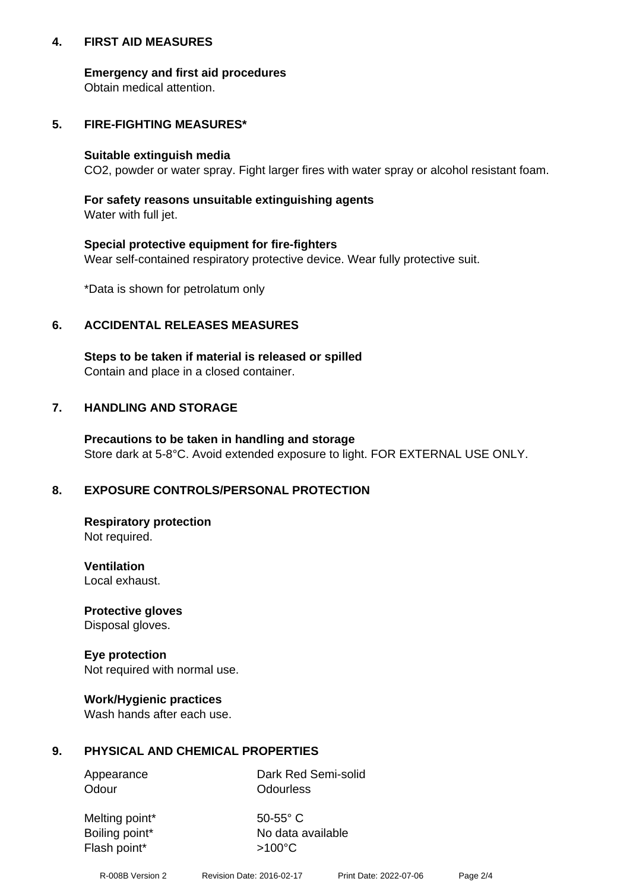## 4. FIRST AID MEASURES

**Emergency and first aid procedures**
Obtain medical attention.

## 5. FIRE-FIGHTING MEASURES*

**Suitable extinguish media**
$CO_2$, powder or water spray. Fight larger fires with water spray or alcohol resistant foam.

**For safety reasons unsuitable extinguishing agents**
Water with full jet.

**Special protective equipment for fire-fighters**
Wear self-contained respiratory protective device. Wear fully protective suit.

*Data is shown for petrolatum only

## 6. ACCIDENTAL RELEASES MEASURES

**Steps to be taken if material is released or spilled**
Contain and place in a closed container.

## 7. HANDLING AND STORAGE

**Precautions to be taken in handling and storage**
Store dark at 5-8°C. Avoid extended exposure to light. FOR EXTERNAL USE ONLY.

## 8. EXPOSURE CONTROLS/PERSONAL PROTECTION

**Respiratory protection**
Not required.

**Ventilation**
Local exhaust.

**Protective gloves**
Disposal gloves.

**Eye protection**
Not required with normal use.

**Work/Hygienic practices**
Wash hands after each use.

## 9. PHYSICAL AND CHEMICAL PROPERTIES

| | |
|---|---|
| Appearance | Dark Red Semi-solid |
| Odour | Odourless |
| Melting point* | 50-55° C |
| Boiling point* | No data available |
| Flash point* | >100°C |

R-008B Version 2 Revision Date: 2016-02-17 Print Date: 2022-07-06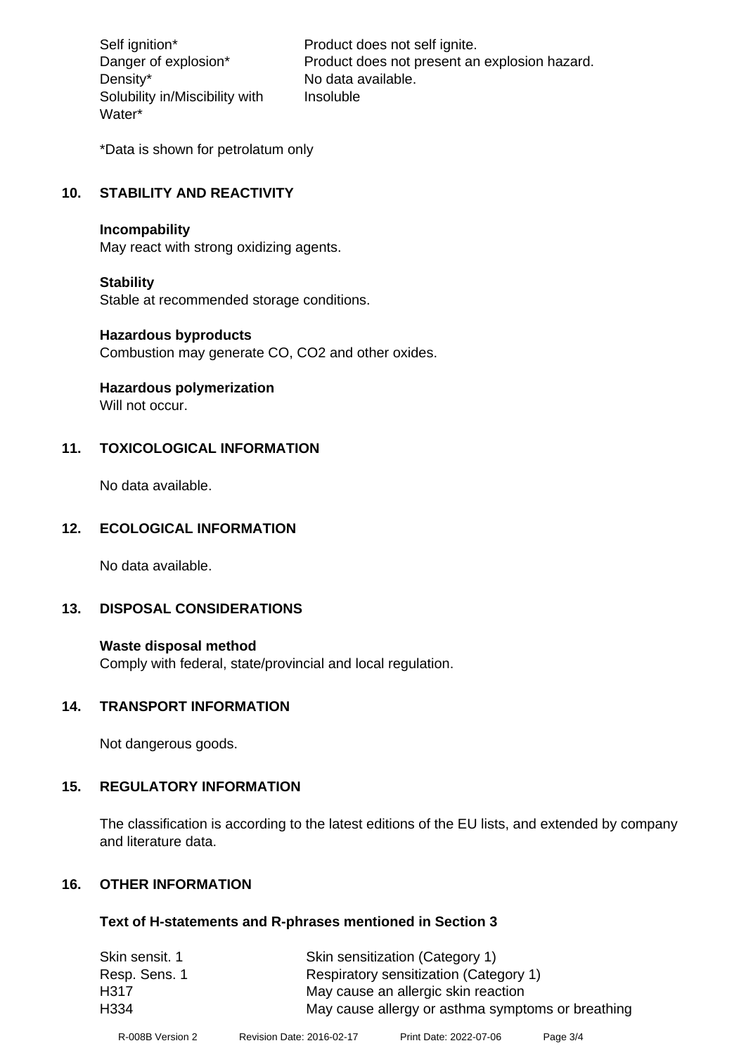| | |
|---|---|
| Self ignition* | Product does not self ignite. |
| Danger of explosion* | Product does not present an explosion hazard. |
| Density* | No data available. |
| Solubility in/Miscibility with Water* | Insoluble |

*Data is shown for petrolatum only

## 10. STABILITY AND REACTIVITY

**Incompability**
May react with strong oxidizing agents.

**Stability**
Stable at recommended storage conditions.

**Hazardous byproducts**
Combustion may generate CO, $CO_2$ and other oxides.

**Hazardous polymerization**
Will not occur.

## 11. TOXICOLOGICAL INFORMATION

No data available.

## 12. ECOLOGICAL INFORMATION

No data available.

## 13. DISPOSAL CONSIDERATIONS

**Waste disposal method**
Comply with federal, state/provincial and local regulation.

## 14. TRANSPORT INFORMATION

Not dangerous goods.

## 15. REGULATORY INFORMATION

The classification is according to the latest editions of the EU lists, and extended by company and literature data.

## 16. OTHER INFORMATION

**Text of H-statements and R-phrases mentioned in Section 3**

| | |
|---|---|
| Skin sensit. 1 | Skin sensitization (Category 1) |
| Resp. Sens. 1 | Respiratory sensitization (Category 1) |
| H317 | May cause an allergic skin reaction |
| H334 | May cause allergy or asthma symptoms or breathing |

R-008B Version 2 Revision Date: 2016-02-17 Print Date: 2022-07-06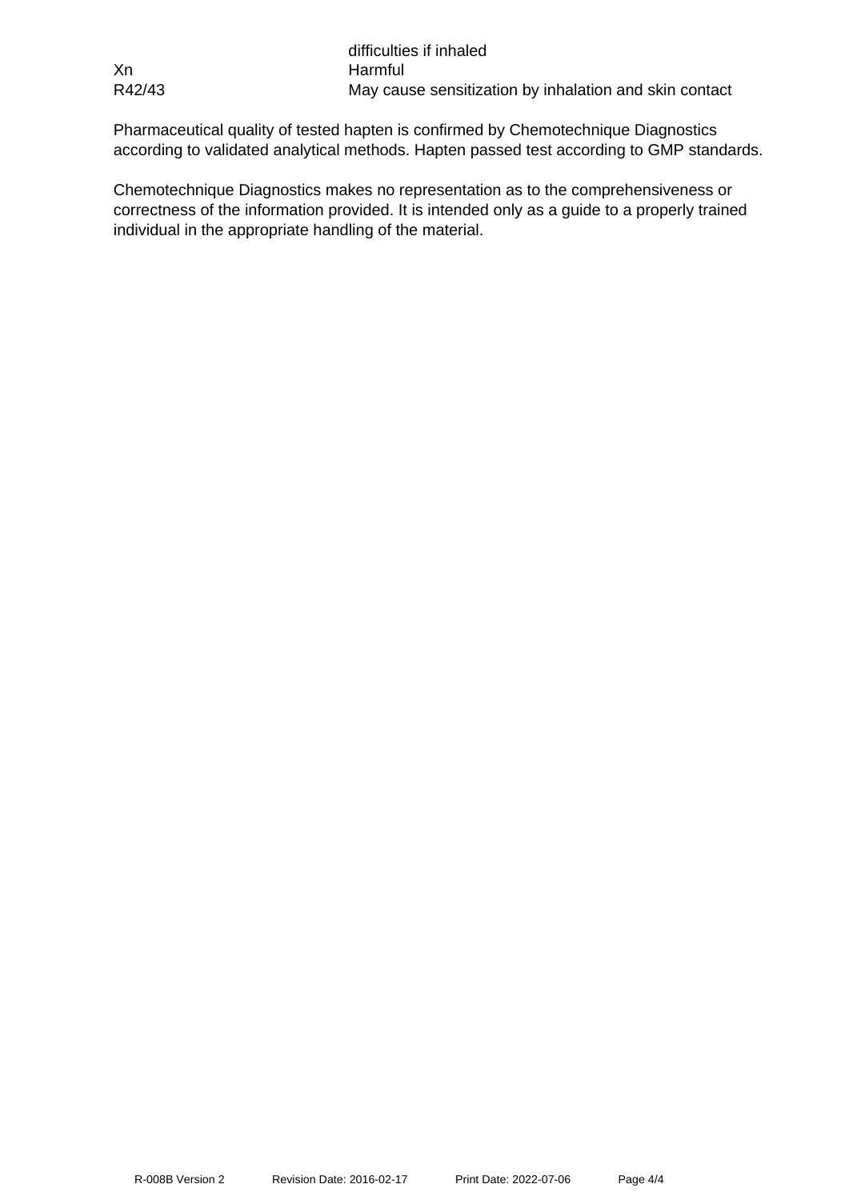| | |
|---|---|
| | difficulties if inhaled |
| Xn | Harmful |
| R42/43 | May cause sensitization by inhalation and skin contact |

Pharmaceutical quality of tested hapten is confirmed by Chemotechnique Diagnostics according to validated analytical methods. Hapten passed test according to GMP standards.

Chemotechnique Diagnostics makes no representation as to the comprehensiveness or correctness of the information provided. It is intended only as a guide to a properly trained individual in the appropriate handling of the material.